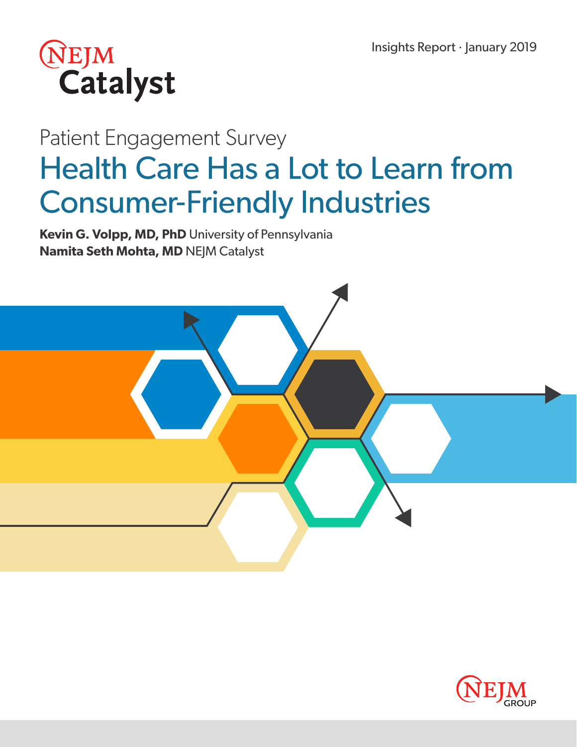NEJM Catalyst

Insights Report · January 2019

Patient Engagement Survey

# Health Care Has a Lot to Learn from Consumer-Friendly Industries

**Kevin G. Volpp, MD, PhD** University of Pennsylvania
**Namita Seth Mohta, MD** NEJM Catalyst

NEJM GROUP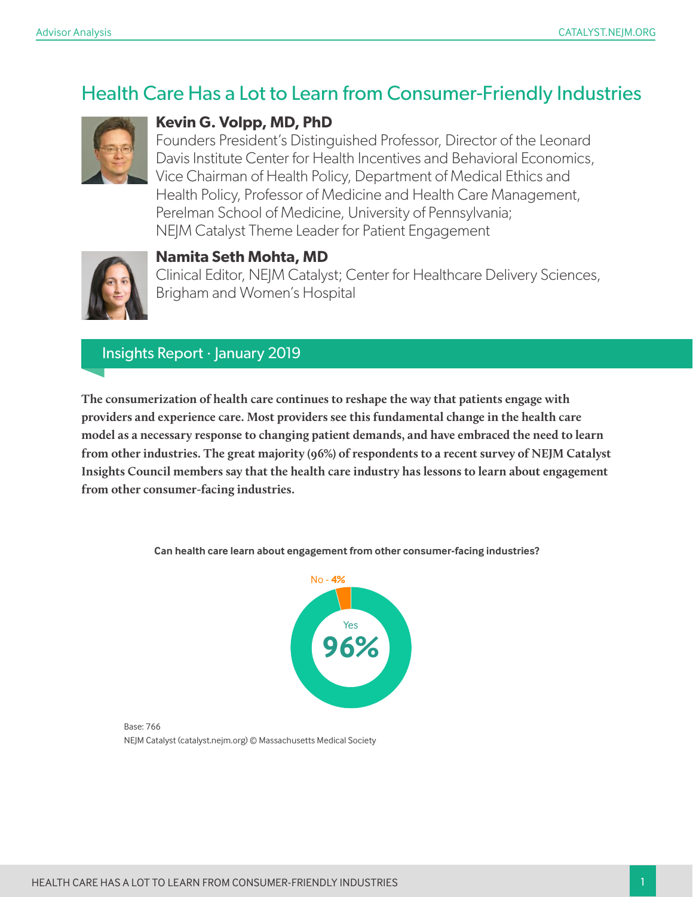# Health Care Has a Lot to Learn from Consumer-Friendly Industries

**Kevin G. Volpp, MD, PhD**
Founders President's Distinguished Professor, Director of the Leonard Davis Institute Center for Health Incentives and Behavioral Economics, Vice Chairman of Health Policy, Department of Medical Ethics and Health Policy, Professor of Medicine and Health Care Management, Perelman School of Medicine, University of Pennsylvania; NEJM Catalyst Theme Leader for Patient Engagement

**Namita Seth Mohta, MD**
Clinical Editor, NEJM Catalyst; Center for Healthcare Delivery Sciences, Brigham and Women's Hospital

## Insights Report · January 2019

**The consumerization of health care continues to reshape the way that patients engage with providers and experience care. Most providers see this fundamental change in the health care model as a necessary response to changing patient demands, and have embraced the need to learn from other industries. The great majority (96%) of respondents to a recent survey of NEJM Catalyst Insights Council members say that the health care industry has lessons to learn about engagement from other consumer-facing industries.**

**Can health care learn about engagement from other consumer-facing industries?**

| Response | Percentage |
| --- | --- |
| Yes | 96% |
| No | 4% |

Base: 766
NEJM Catalyst (catalyst.nejm.org) © Massachusetts Medical Society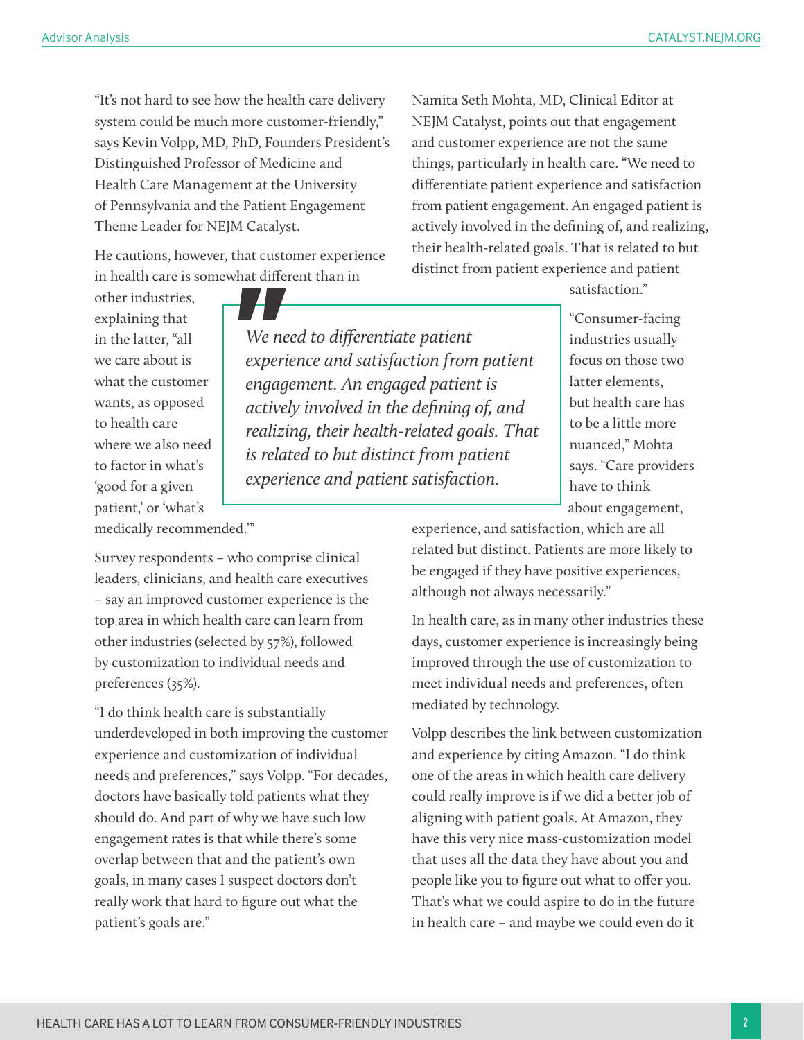"It's not hard to see how the health care delivery system could be much more customer-friendly," says Kevin Volpp, MD, PhD, Founders President's Distinguished Professor of Medicine and Health Care Management at the University of Pennsylvania and the Patient Engagement Theme Leader for NEJM Catalyst.

He cautions, however, that customer experience in health care is somewhat different than in other industries, explaining that in the latter, "all we care about is what the customer wants, as opposed to health care where we also need to factor in what's 'good for a given patient,' or 'what's medically recommended.'"

Survey respondents – who comprise clinical leaders, clinicians, and health care executives – say an improved customer experience is the top area in which health care can learn from other industries (selected by 57%), followed by customization to individual needs and preferences (35%).

"I do think health care is substantially underdeveloped in both improving the customer experience and customization of individual needs and preferences," says Volpp. "For decades, doctors have basically told patients what they should do. And part of why we have such low engagement rates is that while there's some overlap between that and the patient's own goals, in many cases I suspect doctors don't really work that hard to figure out what the patient's goals are."

Namita Seth Mohta, MD, Clinical Editor at NEJM Catalyst, points out that engagement and customer experience are not the same things, particularly in health care. "We need to differentiate patient experience and satisfaction from patient engagement. An engaged patient is actively involved in the defining of, and realizing, their health-related goals. That is related to but distinct from patient experience and patient satisfaction."

> *We need to differentiate patient experience and satisfaction from patient engagement. An engaged patient is actively involved in the defining of, and realizing, their health-related goals. That is related to but distinct from patient experience and patient satisfaction.*

"Consumer-facing industries usually focus on those two latter elements, but health care has to be a little more nuanced," Mohta says. "Care providers have to think about engagement, experience, and satisfaction, which are all related but distinct. Patients are more likely to be engaged if they have positive experiences, although not always necessarily."

In health care, as in many other industries these days, customer experience is increasingly being improved through the use of customization to meet individual needs and preferences, often mediated by technology.

Volpp describes the link between customization and experience by citing Amazon. "I do think one of the areas in which health care delivery could really improve is if we did a better job of aligning with patient goals. At Amazon, they have this very nice mass-customization model that uses all the data they have about you and people like you to figure out what to offer you. That's what we could aspire to do in the future in health care – and maybe we could even do it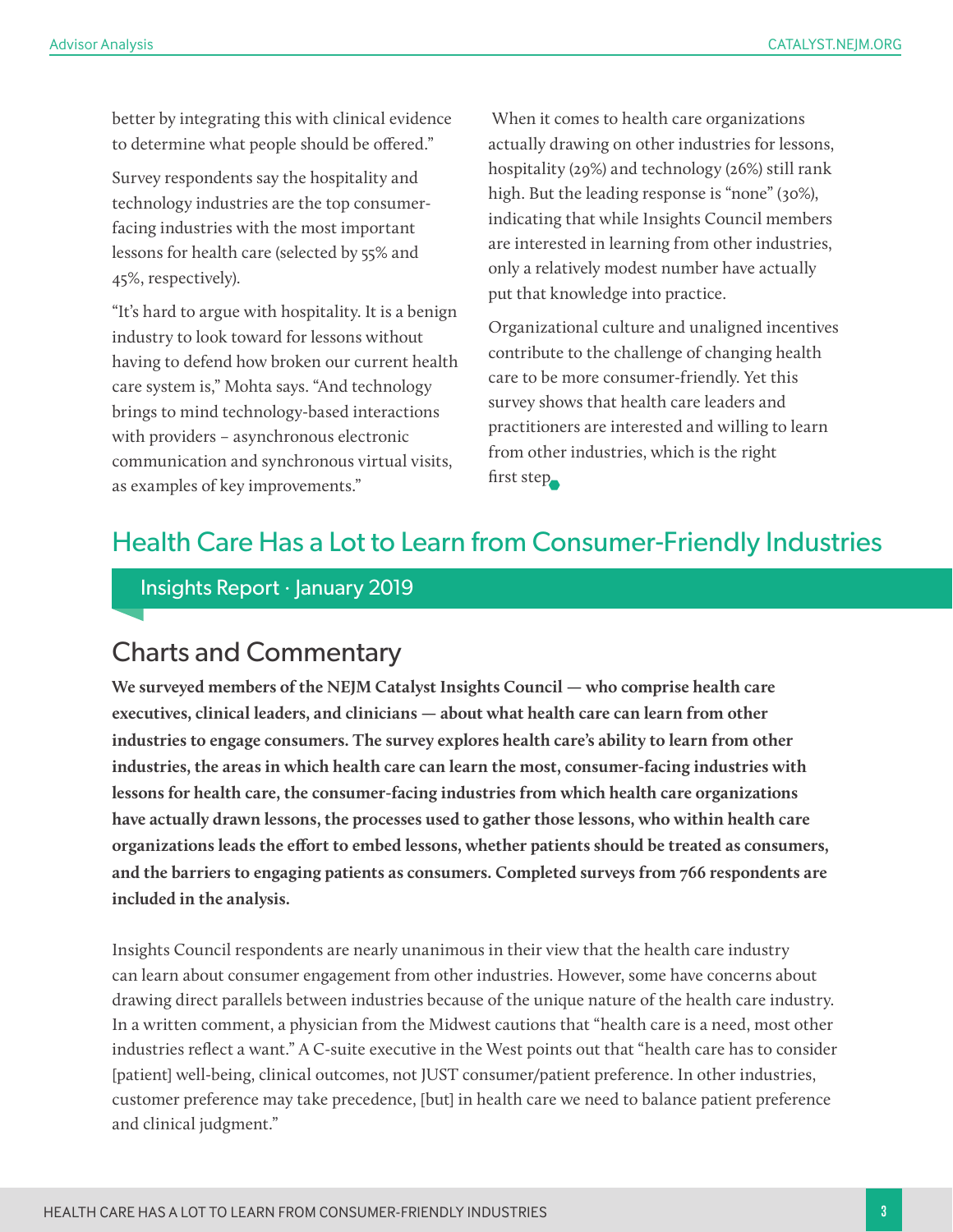better by integrating this with clinical evidence to determine what people should be offered."

Survey respondents say the hospitality and technology industries are the top consumer-facing industries with the most important lessons for health care (selected by 55% and 45%, respectively).

"It's hard to argue with hospitality. It is a benign industry to look toward for lessons without having to defend how broken our current health care system is," Mohta says. "And technology brings to mind technology-based interactions with providers – asynchronous electronic communication and synchronous virtual visits, as examples of key improvements."

When it comes to health care organizations actually drawing on other industries for lessons, hospitality (29%) and technology (26%) still rank high. But the leading response is "none" (30%), indicating that while Insights Council members are interested in learning from other industries, only a relatively modest number have actually put that knowledge into practice.

Organizational culture and unaligned incentives contribute to the challenge of changing health care to be more consumer-friendly. Yet this survey shows that health care leaders and practitioners are interested and willing to learn from other industries, which is the right first step.

## Health Care Has a Lot to Learn from Consumer-Friendly Industries

Insights Report · January 2019

### Charts and Commentary

**We surveyed members of the NEJM Catalyst Insights Council — who comprise health care executives, clinical leaders, and clinicians — about what health care can learn from other industries to engage consumers. The survey explores health care's ability to learn from other industries, the areas in which health care can learn the most, consumer-facing industries with lessons for health care, the consumer-facing industries from which health care organizations have actually drawn lessons, the processes used to gather those lessons, who within health care organizations leads the effort to embed lessons, whether patients should be treated as consumers, and the barriers to engaging patients as consumers. Completed surveys from 766 respondents are included in the analysis.**

Insights Council respondents are nearly unanimous in their view that the health care industry can learn about consumer engagement from other industries. However, some have concerns about drawing direct parallels between industries because of the unique nature of the health care industry. In a written comment, a physician from the Midwest cautions that "health care is a need, most other industries reflect a want." A C-suite executive in the West points out that "health care has to consider [patient] well-being, clinical outcomes, not JUST consumer/patient preference. In other industries, customer preference may take precedence, [but] in health care we need to balance patient preference and clinical judgment."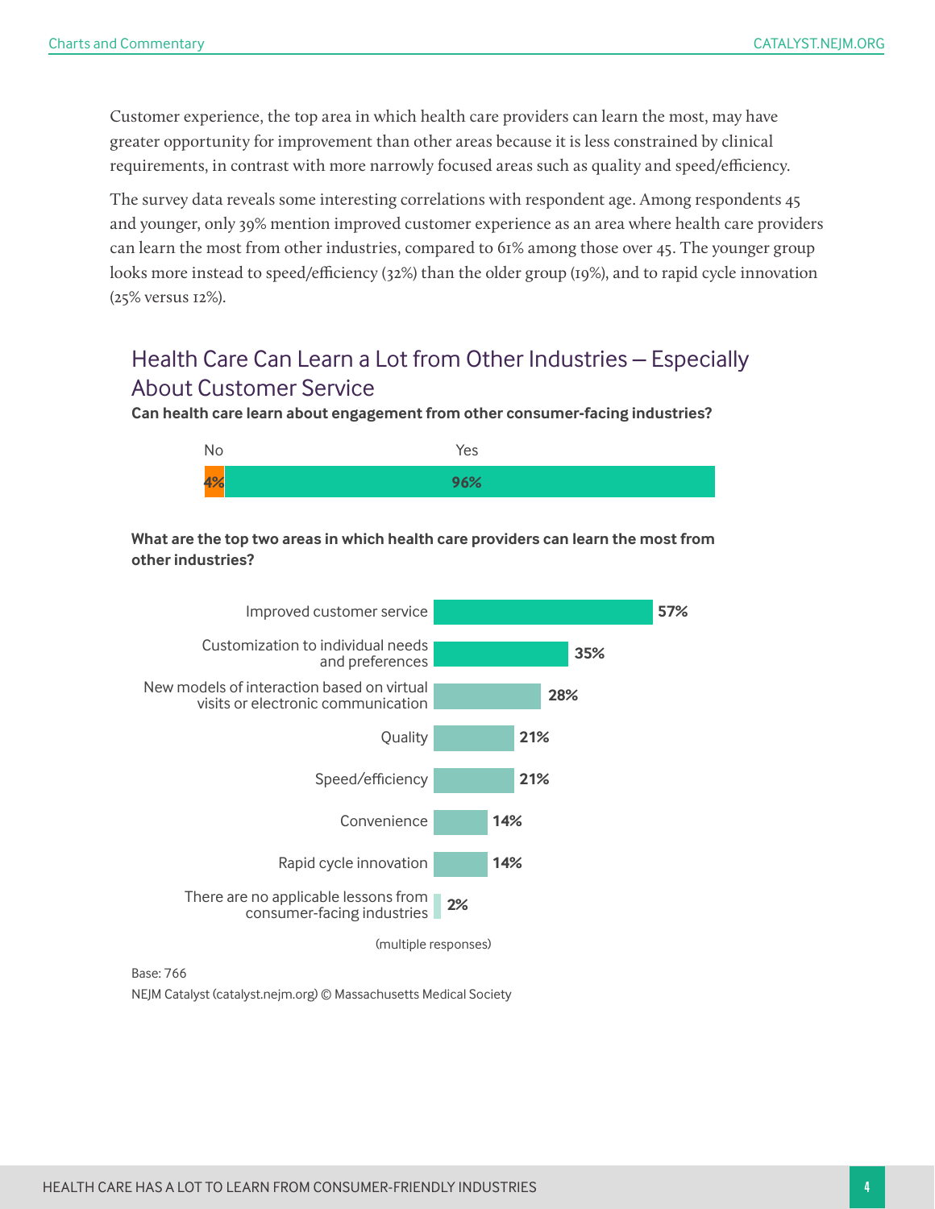Customer experience, the top area in which health care providers can learn the most, may have greater opportunity for improvement than other areas because it is less constrained by clinical requirements, in contrast with more narrowly focused areas such as quality and speed/efficiency.

The survey data reveals some interesting correlations with respondent age. Among respondents 45 and younger, only 39% mention improved customer experience as an area where health care providers can learn the most from other industries, compared to 61% among those over 45. The younger group looks more instead to speed/efficiency (32%) than the older group (19%), and to rapid cycle innovation (25% versus 12%).

## Health Care Can Learn a Lot from Other Industries — Especially About Customer Service

**Can health care learn about engagement from other consumer-facing industries?**

| No | Yes |
|---|---|
| 4% | 96% |

**What are the top two areas in which health care providers can learn the most from other industries?**

| Area | % |
|---|---|
| Improved customer service | 57% |
| Customization to individual needs and preferences | 35% |
| New models of interaction based on virtual visits or electronic communication | 28% |
| Quality | 21% |
| Speed/efficiency | 21% |
| Convenience | 14% |
| Rapid cycle innovation | 14% |
| There are no applicable lessons from consumer-facing industries | 2% |

(multiple responses)

Base: 766

NEJM Catalyst (catalyst.nejm.org) © Massachusetts Medical Society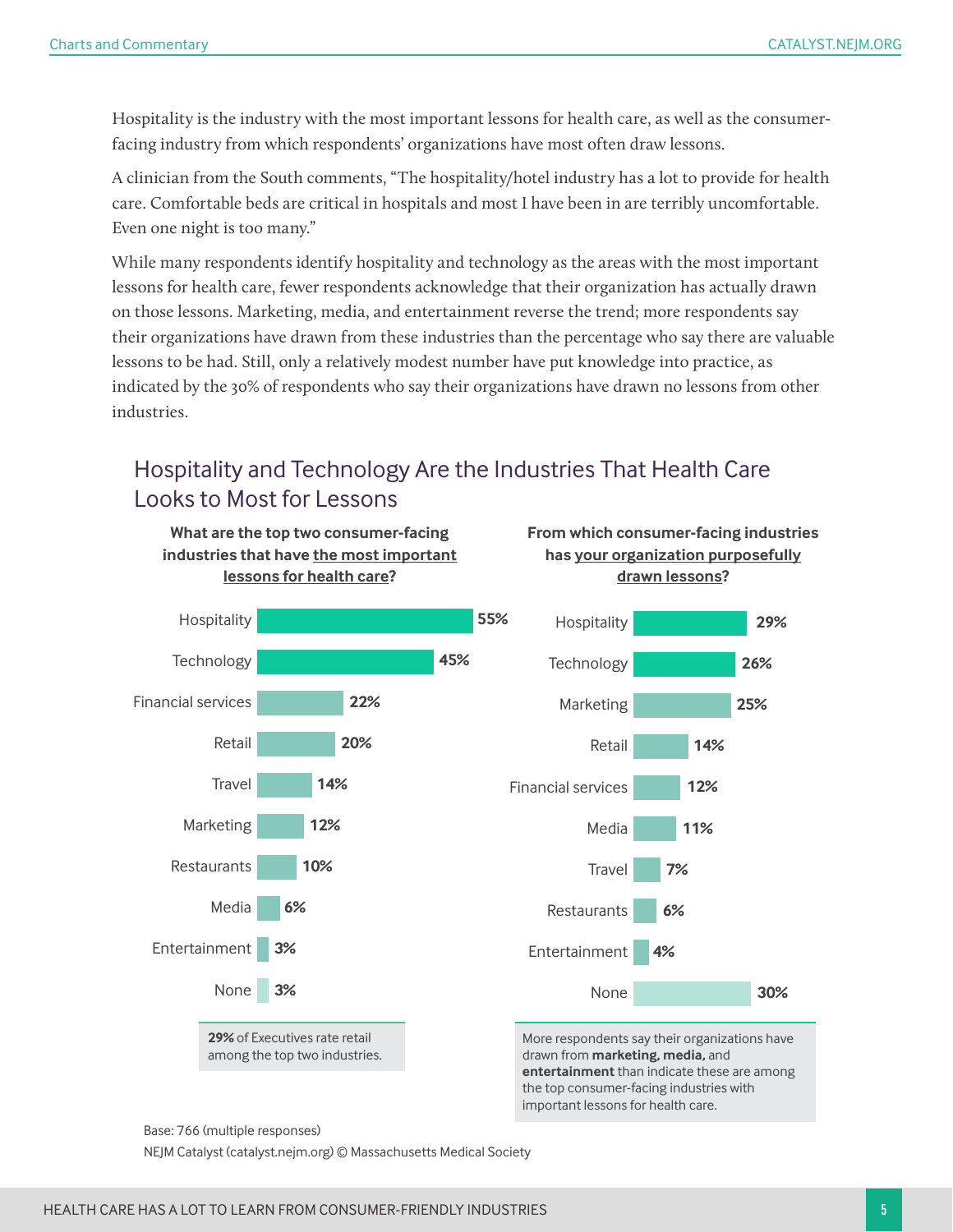Hospitality is the industry with the most important lessons for health care, as well as the consumer-facing industry from which respondents' organizations have most often draw lessons.

A clinician from the South comments, "The hospitality/hotel industry has a lot to provide for health care. Comfortable beds are critical in hospitals and most I have been in are terribly uncomfortable. Even one night is too many."

While many respondents identify hospitality and technology as the areas with the most important lessons for health care, fewer respondents acknowledge that their organization has actually drawn on those lessons. Marketing, media, and entertainment reverse the trend; more respondents say their organizations have drawn from these industries than the percentage who say there are valuable lessons to be had. Still, only a relatively modest number have put knowledge into practice, as indicated by the 30% of respondents who say their organizations have drawn no lessons from other industries.

## Hospitality and Technology Are the Industries That Health Care Looks to Most for Lessons

**What are the top two consumer-facing industries that have the most important lessons for health care?**

| Industry | % |
|---|---|
| Hospitality | 55% |
| Technology | 45% |
| Financial services | 22% |
| Retail | 20% |
| Travel | 14% |
| Marketing | 12% |
| Restaurants | 10% |
| Media | 6% |
| Entertainment | 3% |
| None | 3% |

**29%** of Executives rate retail among the top two industries.

**From which consumer-facing industries has your organization purposefully drawn lessons?**

| Industry | % |
|---|---|
| Hospitality | 29% |
| Technology | 26% |
| Marketing | 25% |
| Retail | 14% |
| Financial services | 12% |
| Media | 11% |
| Travel | 7% |
| Restaurants | 6% |
| Entertainment | 4% |
| None | 30% |

More respondents say their organizations have drawn from **marketing, media,** and **entertainment** than indicate these are among the top consumer-facing industries with important lessons for health care.

Base: 766 (multiple responses)

NEJM Catalyst (catalyst.nejm.org) © Massachusetts Medical Society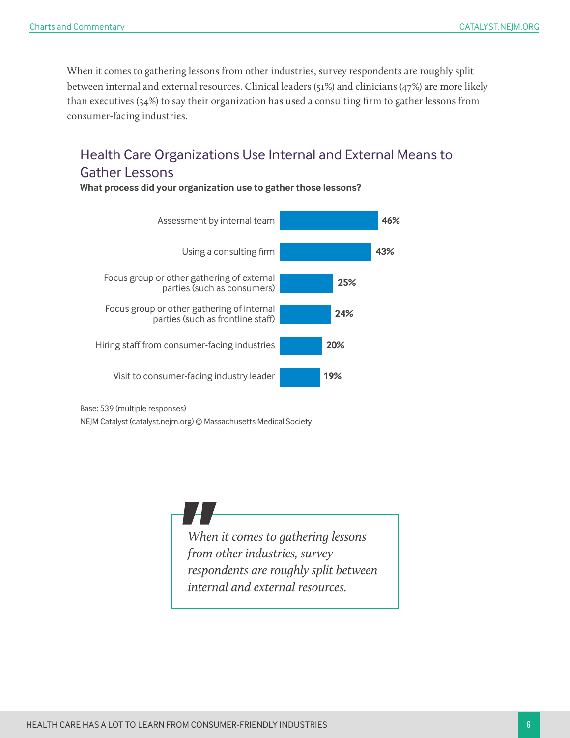When it comes to gathering lessons from other industries, survey respondents are roughly split between internal and external resources. Clinical leaders (51%) and clinicians (47%) are more likely than executives (34%) to say their organization has used a consulting firm to gather lessons from consumer-facing industries.

## Health Care Organizations Use Internal and External Means to Gather Lessons

**What process did your organization use to gather those lessons?**

| Process | % |
|---|---|
| Assessment by internal team | 46% |
| Using a consulting firm | 43% |
| Focus group or other gathering of external parties (such as consumers) | 25% |
| Focus group or other gathering of internal parties (such as frontline staff) | 24% |
| Hiring staff from consumer-facing industries | 20% |
| Visit to consumer-facing industry leader | 19% |

Base: 539 (multiple responses)

NEJM Catalyst (catalyst.nejm.org) © Massachusetts Medical Society

> *When it comes to gathering lessons from other industries, survey respondents are roughly split between internal and external resources.*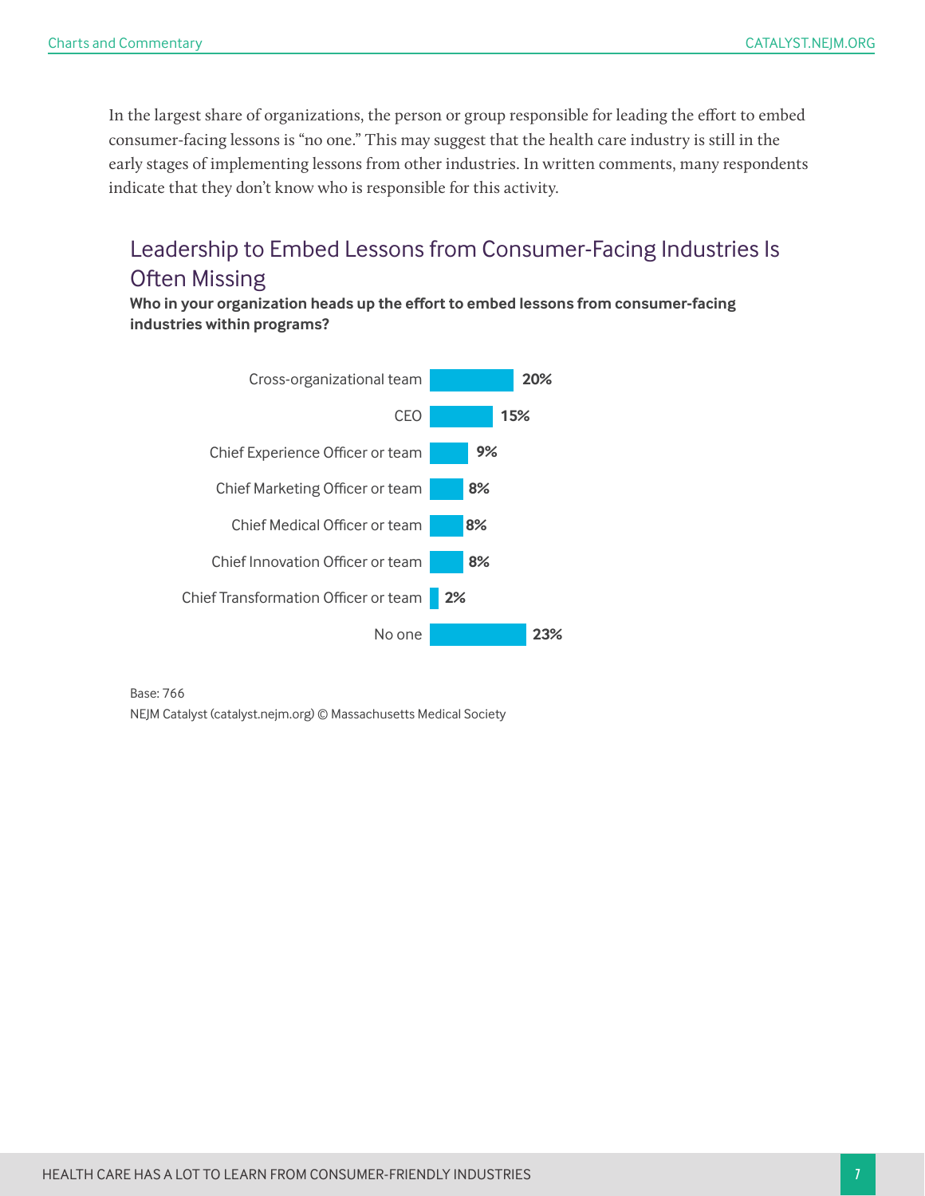In the largest share of organizations, the person or group responsible for leading the effort to embed consumer-facing lessons is "no one." This may suggest that the health care industry is still in the early stages of implementing lessons from other industries. In written comments, many respondents indicate that they don't know who is responsible for this activity.

## Leadership to Embed Lessons from Consumer-Facing Industries Is Often Missing

**Who in your organization heads up the effort to embed lessons from consumer-facing industries within programs?**

| Response | Percentage |
| --- | --- |
| Cross-organizational team | 20% |
| CEO | 15% |
| Chief Experience Officer or team | 9% |
| Chief Marketing Officer or team | 8% |
| Chief Medical Officer or team | 8% |
| Chief Innovation Officer or team | 8% |
| Chief Transformation Officer or team | 2% |
| No one | 23% |

Base: 766

NEJM Catalyst (catalyst.nejm.org) © Massachusetts Medical Society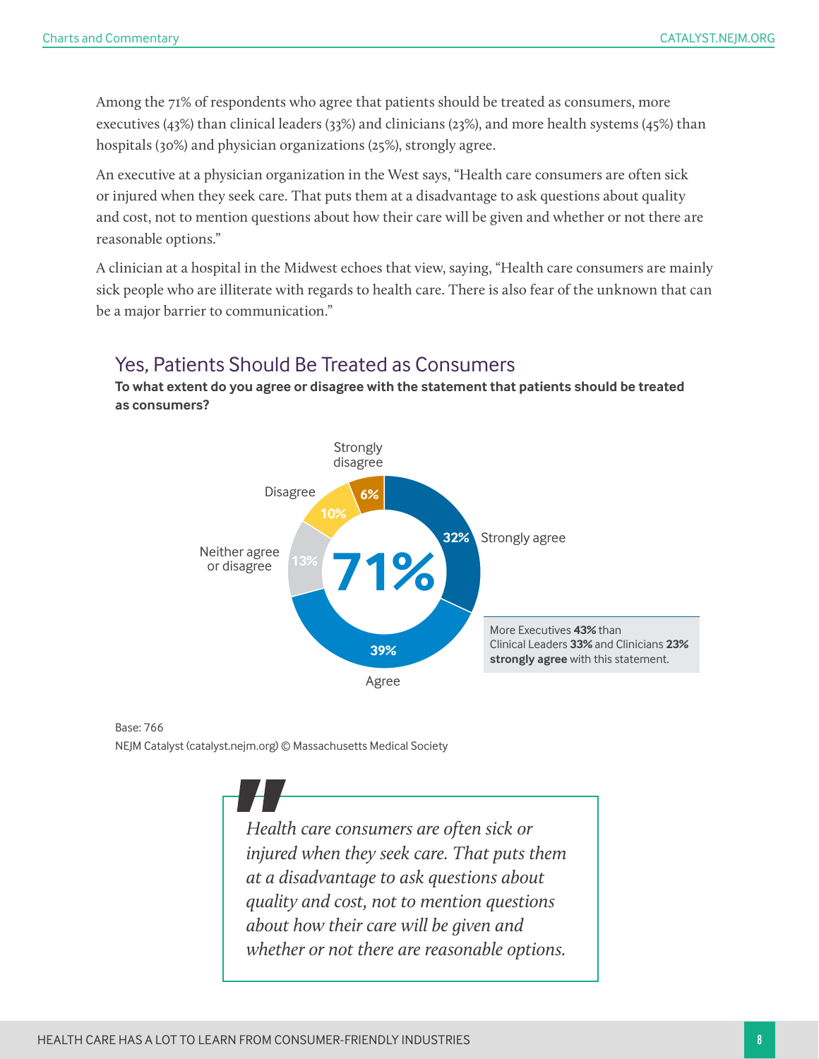Among the 71% of respondents who agree that patients should be treated as consumers, more executives (43%) than clinical leaders (33%) and clinicians (23%), and more health systems (45%) than hospitals (30%) and physician organizations (25%), strongly agree.

An executive at a physician organization in the West says, "Health care consumers are often sick or injured when they seek care. That puts them at a disadvantage to ask questions about quality and cost, not to mention questions about how their care will be given and whether or not there are reasonable options."

A clinician at a hospital in the Midwest echoes that view, saying, "Health care consumers are mainly sick people who are illiterate with regards to health care. There is also fear of the unknown that can be a major barrier to communication."

## Yes, Patients Should Be Treated as Consumers

**To what extent do you agree or disagree with the statement that patients should be treated as consumers?**

| Response | Percentage |
|---|---|
| Strongly agree | 32% |
| Agree | 39% |
| Neither agree or disagree | 13% |
| Disagree | 10% |
| Strongly disagree | 6% |

71%

More Executives **43%** than Clinical Leaders **33%** and Clinicians **23%** **strongly agree** with this statement.

Base: 766

NEJM Catalyst (catalyst.nejm.org) © Massachusetts Medical Society

> *Health care consumers are often sick or injured when they seek care. That puts them at a disadvantage to ask questions about quality and cost, not to mention questions about how their care will be given and whether or not there are reasonable options.*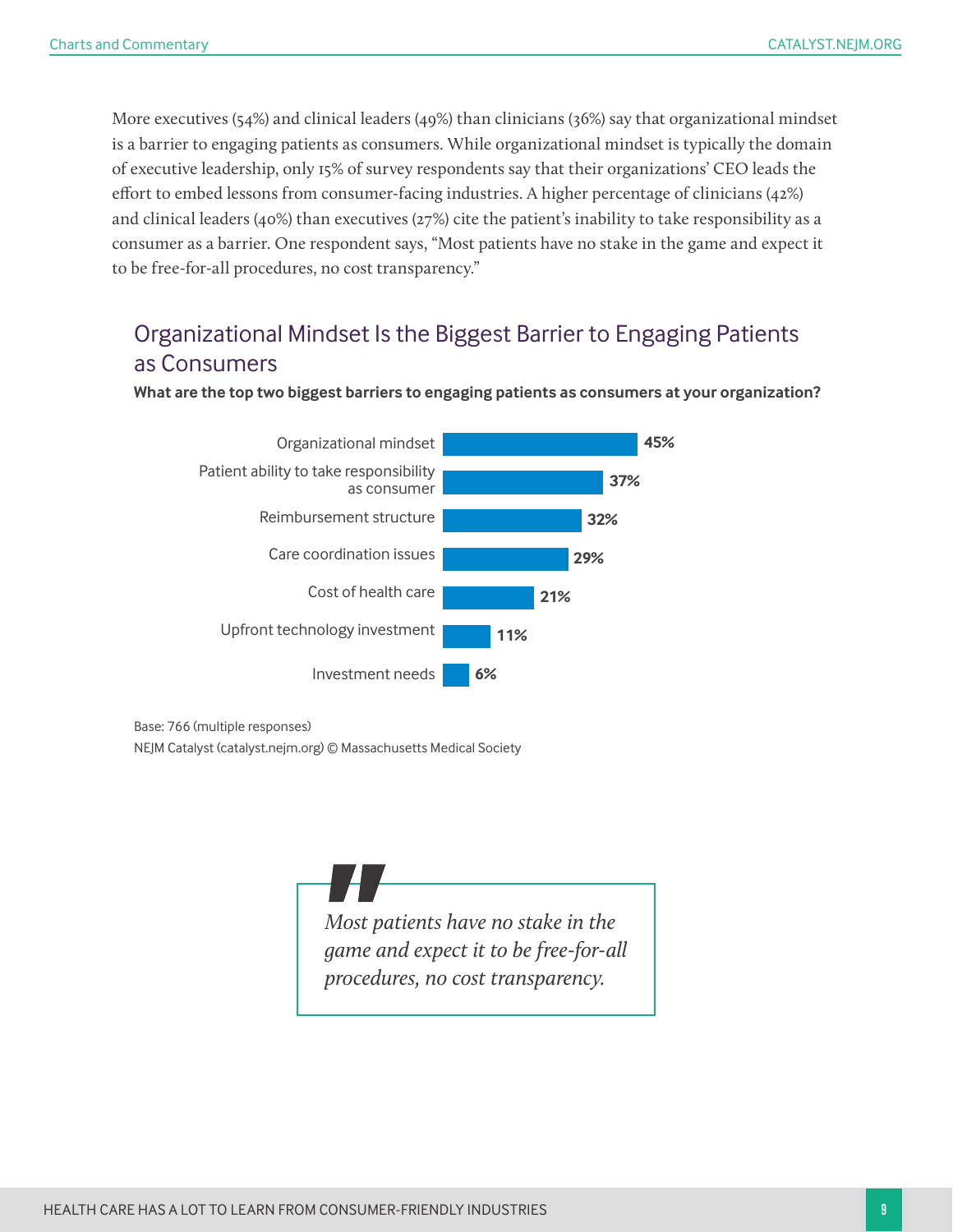More executives (54%) and clinical leaders (49%) than clinicians (36%) say that organizational mindset is a barrier to engaging patients as consumers. While organizational mindset is typically the domain of executive leadership, only 15% of survey respondents say that their organizations' CEO leads the effort to embed lessons from consumer-facing industries. A higher percentage of clinicians (42%) and clinical leaders (40%) than executives (27%) cite the patient's inability to take responsibility as a consumer as a barrier. One respondent says, "Most patients have no stake in the game and expect it to be free-for-all procedures, no cost transparency."

## Organizational Mindset Is the Biggest Barrier to Engaging Patients as Consumers

**What are the top two biggest barriers to engaging patients as consumers at your organization?**

| Barrier | % |
|---|---|
| Organizational mindset | 45% |
| Patient ability to take responsibility as consumer | 37% |
| Reimbursement structure | 32% |
| Care coordination issues | 29% |
| Cost of health care | 21% |
| Upfront technology investment | 11% |
| Investment needs | 6% |

Base: 766 (multiple responses)
NEJM Catalyst (catalyst.nejm.org) © Massachusetts Medical Society

> *Most patients have no stake in the game and expect it to be free-for-all procedures, no cost transparency.*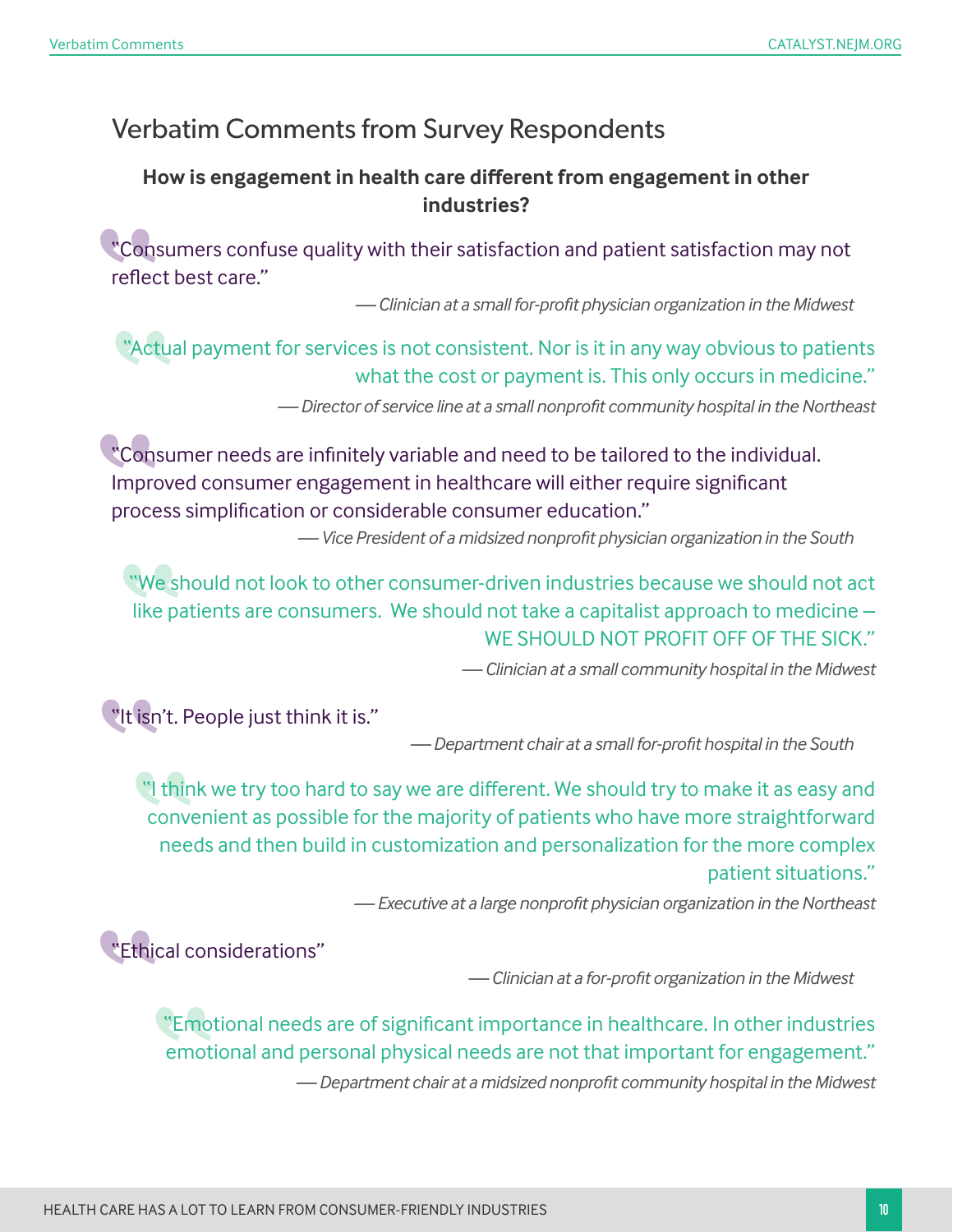## Verbatim Comments from Survey Respondents

### How is engagement in health care different from engagement in other industries?

> "Consumers confuse quality with their satisfaction and patient satisfaction may not reflect best care."
>
> — *Clinician at a small for-profit physician organization in the Midwest*

> "Actual payment for services is not consistent. Nor is it in any way obvious to patients what the cost or payment is. This only occurs in medicine."
>
> — *Director of service line at a small nonprofit community hospital in the Northeast*

> "Consumer needs are infinitely variable and need to be tailored to the individual. Improved consumer engagement in healthcare will either require significant process simplification or considerable consumer education."
>
> — *Vice President of a midsized nonprofit physician organization in the South*

> "We should not look to other consumer-driven industries because we should not act like patients are consumers. We should not take a capitalist approach to medicine – WE SHOULD NOT PROFIT OFF OF THE SICK."
>
> — *Clinician at a small community hospital in the Midwest*

> "It isn't. People just think it is."
>
> — *Department chair at a small for-profit hospital in the South*

> "I think we try too hard to say we are different. We should try to make it as easy and convenient as possible for the majority of patients who have more straightforward needs and then build in customization and personalization for the more complex patient situations."
>
> — *Executive at a large nonprofit physician organization in the Northeast*

> "Ethical considerations"
>
> — *Clinician at a for-profit organization in the Midwest*

> "Emotional needs are of significant importance in healthcare. In other industries emotional and personal physical needs are not that important for engagement."
>
> — *Department chair at a midsized nonprofit community hospital in the Midwest*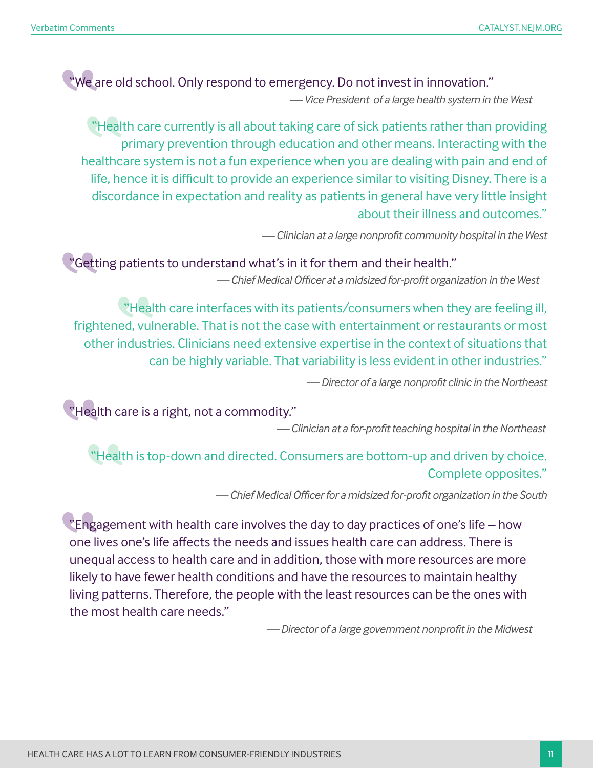"We are old school. Only respond to emergency. Do not invest in innovation."

*— Vice President of a large health system in the West*

"Health care currently is all about taking care of sick patients rather than providing primary prevention through education and other means. Interacting with the healthcare system is not a fun experience when you are dealing with pain and end of life, hence it is difficult to provide an experience similar to visiting Disney. There is a discordance in expectation and reality as patients in general have very little insight about their illness and outcomes."

*— Clinician at a large nonprofit community hospital in the West*

"Getting patients to understand what's in it for them and their health."

*— Chief Medical Officer at a midsized for-profit organization in the West*

"Health care interfaces with its patients/consumers when they are feeling ill, frightened, vulnerable. That is not the case with entertainment or restaurants or most other industries. Clinicians need extensive expertise in the context of situations that can be highly variable. That variability is less evident in other industries."

*— Director of a large nonprofit clinic in the Northeast*

"Health care is a right, not a commodity."

*— Clinician at a for-profit teaching hospital in the Northeast*

"Health is top-down and directed. Consumers are bottom-up and driven by choice. Complete opposites."

*— Chief Medical Officer for a midsized for-profit organization in the South*

"Engagement with health care involves the day to day practices of one's life – how one lives one's life affects the needs and issues health care can address. There is unequal access to health care and in addition, those with more resources are more likely to have fewer health conditions and have the resources to maintain healthy living patterns. Therefore, the people with the least resources can be the ones with the most health care needs."

*— Director of a large government nonprofit in the Midwest*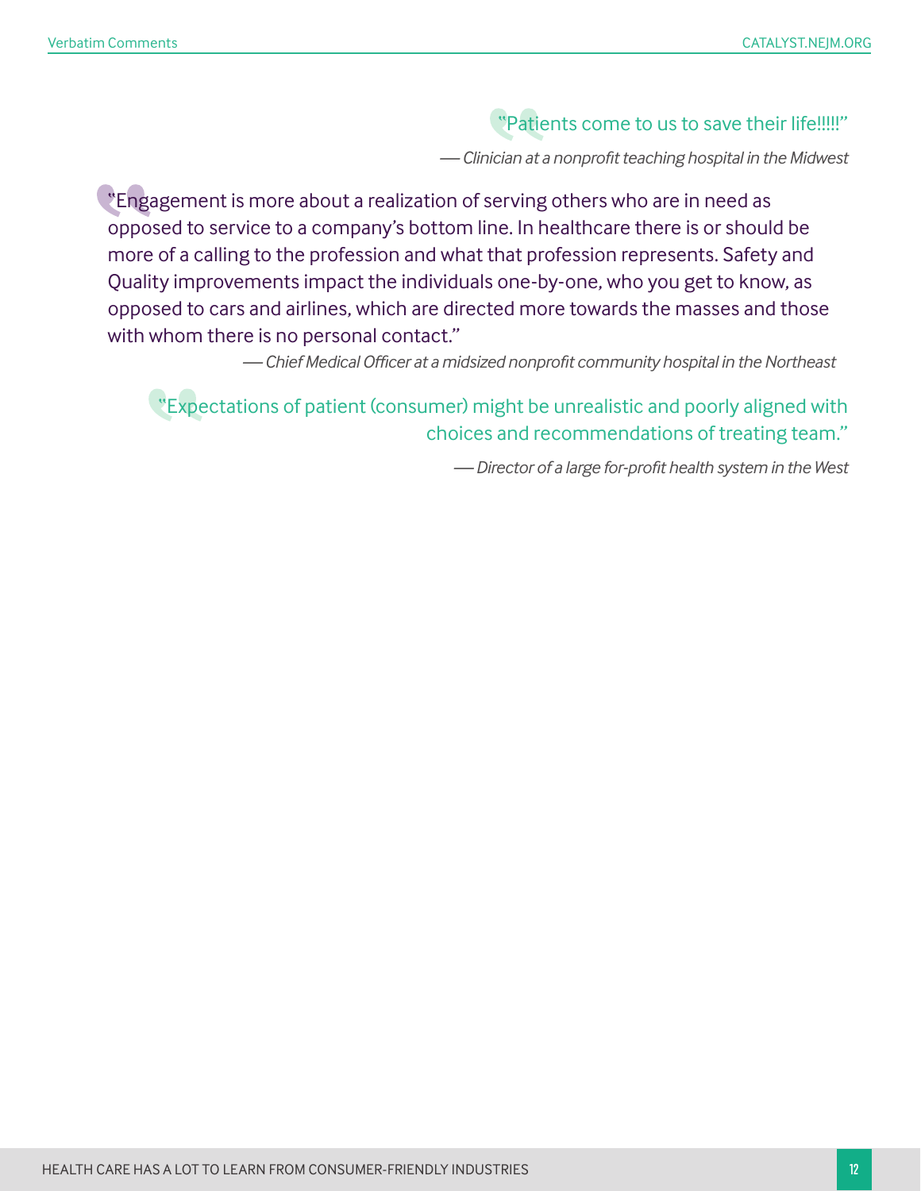> "Patients come to us to save their life!!!!"
>
> *— Clinician at a nonprofit teaching hospital in the Midwest*

> "Engagement is more about a realization of serving others who are in need as opposed to service to a company's bottom line. In healthcare there is or should be more of a calling to the profession and what that profession represents. Safety and Quality improvements impact the individuals one-by-one, who you get to know, as opposed to cars and airlines, which are directed more towards the masses and those with whom there is no personal contact."
>
> *— Chief Medical Officer at a midsized nonprofit community hospital in the Northeast*

> "Expectations of patient (consumer) might be unrealistic and poorly aligned with choices and recommendations of treating team."
>
> *— Director of a large for-profit health system in the West*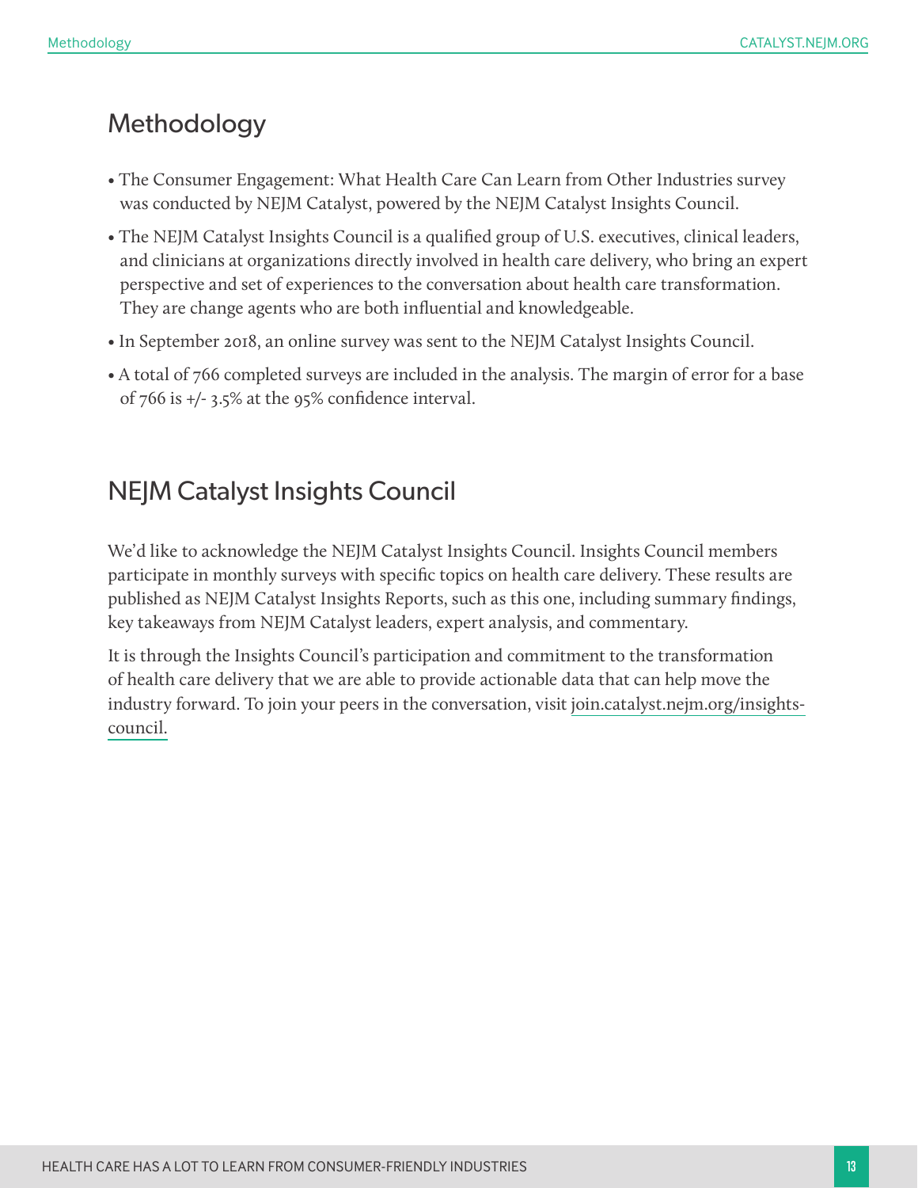## Methodology

- The Consumer Engagement: What Health Care Can Learn from Other Industries survey was conducted by NEJM Catalyst, powered by the NEJM Catalyst Insights Council.
- The NEJM Catalyst Insights Council is a qualified group of U.S. executives, clinical leaders, and clinicians at organizations directly involved in health care delivery, who bring an expert perspective and set of experiences to the conversation about health care transformation. They are change agents who are both influential and knowledgeable.
- In September 2018, an online survey was sent to the NEJM Catalyst Insights Council.
- A total of 766 completed surveys are included in the analysis. The margin of error for a base of 766 is +/- 3.5% at the 95% confidence interval.

## NEJM Catalyst Insights Council

We'd like to acknowledge the NEJM Catalyst Insights Council. Insights Council members participate in monthly surveys with specific topics on health care delivery. These results are published as NEJM Catalyst Insights Reports, such as this one, including summary findings, key takeaways from NEJM Catalyst leaders, expert analysis, and commentary.

It is through the Insights Council's participation and commitment to the transformation of health care delivery that we are able to provide actionable data that can help move the industry forward. To join your peers in the conversation, visit join.catalyst.nejm.org/insights-council.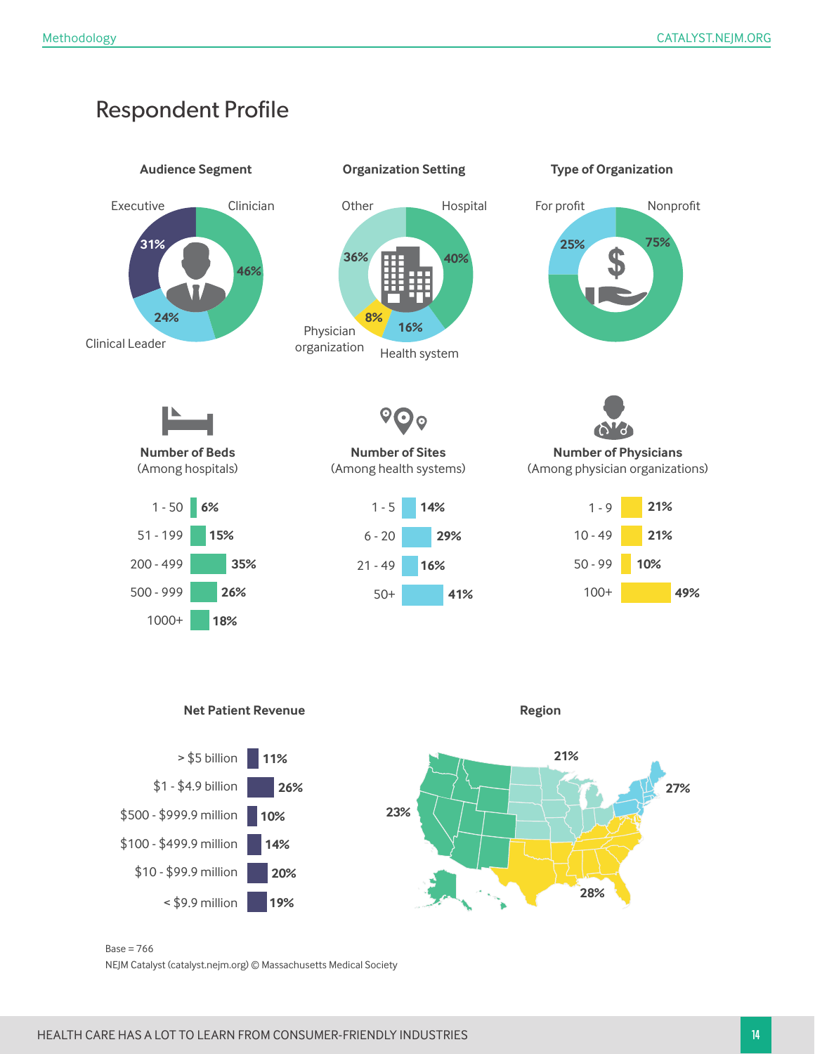## Respondent Profile

**Audience Segment**

| Segment | % |
| --- | --- |
| Clinician | 46% |
| Executive | 31% |
| Clinical Leader | 24% |

**Organization Setting**

| Setting | % |
| --- | --- |
| Hospital | 40% |
| Other | 36% |
| Health system | 16% |
| Physician organization | 8% |

**Type of Organization**

| Type | % |
| --- | --- |
| Nonprofit | 75% |
| For profit | 25% |

**Number of Beds**
(Among hospitals)

| Beds | % |
| --- | --- |
| 1 - 50 | 6% |
| 51 - 199 | 15% |
| 200 - 499 | 35% |
| 500 - 999 | 26% |
| 1000+ | 18% |

**Number of Sites**
(Among health systems)

| Sites | % |
| --- | --- |
| 1 - 5 | 14% |
| 6 - 20 | 29% |
| 21 - 49 | 16% |
| 50+ | 41% |

**Number of Physicians**
(Among physician organizations)

| Physicians | % |
| --- | --- |
| 1 - 9 | 21% |
| 10 - 49 | 21% |
| 50 - 99 | 10% |
| 100+ | 49% |

**Net Patient Revenue**

| Revenue | % |
| --- | --- |
| > $5 billion | 11% |
| $1 - $4.9 billion | 26% |
| $500 - $999.9 million | 10% |
| $100 - $499.9 million | 14% |
| $10 - $99.9 million | 20% |
| < $9.9 million | 19% |

**Region**

| Region | % |
| --- | --- |
| West | 23% |
| Midwest | 21% |
| Northeast | 27% |
| South | 28% |

Base = 766

NEJM Catalyst (catalyst.nejm.org) © Massachusetts Medical Society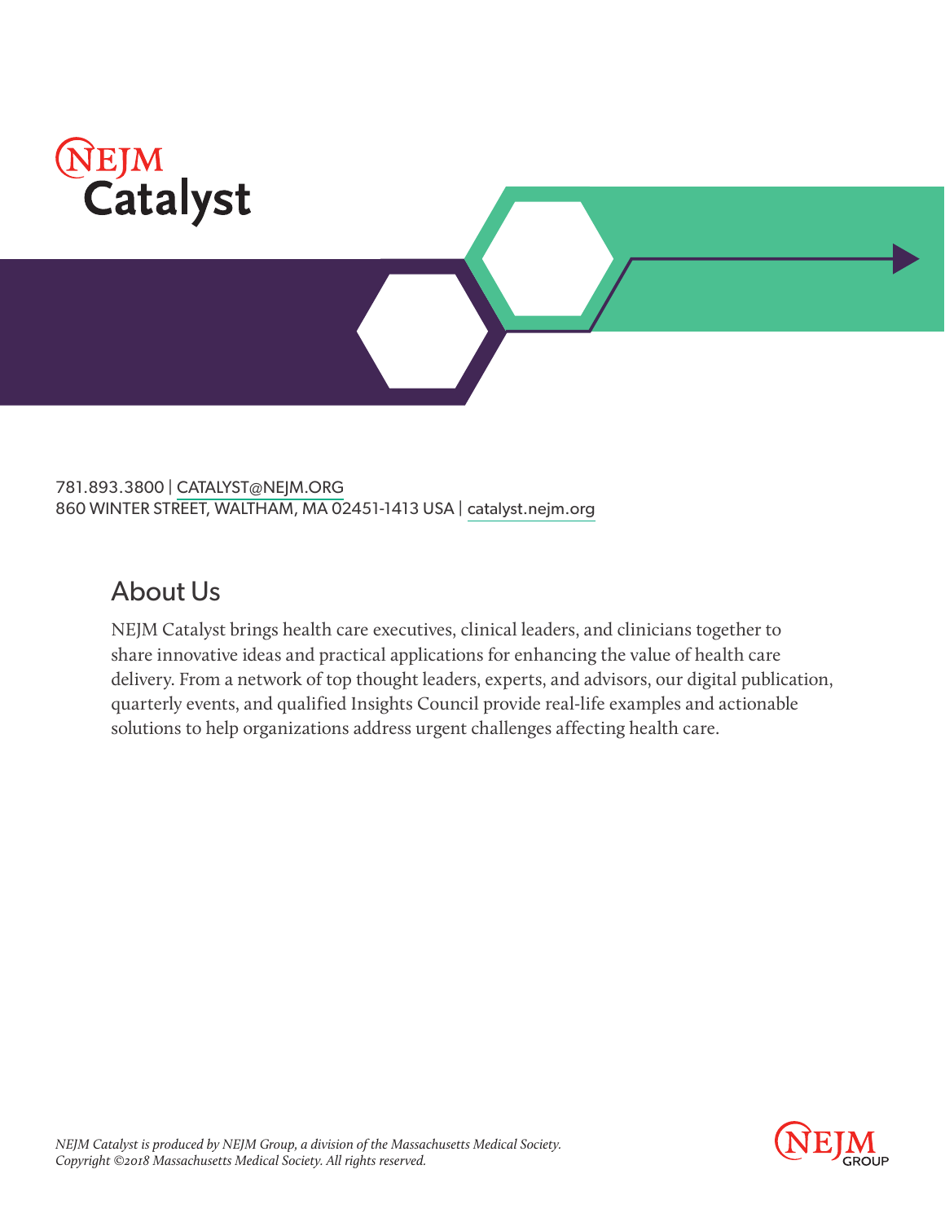NEJM Catalyst

781.893.3800 | CATALYST@NEJM.ORG
860 WINTER STREET, WALTHAM, MA 02451-1413 USA | catalyst.nejm.org

## About Us

NEJM Catalyst brings health care executives, clinical leaders, and clinicians together to share innovative ideas and practical applications for enhancing the value of health care delivery. From a network of top thought leaders, experts, and advisors, our digital publication, quarterly events, and qualified Insights Council provide real-life examples and actionable solutions to help organizations address urgent challenges affecting health care.

*NEJM Catalyst is produced by NEJM Group, a division of the Massachusetts Medical Society.*
*Copyright ©2018 Massachusetts Medical Society. All rights reserved.*

NEJM GROUP